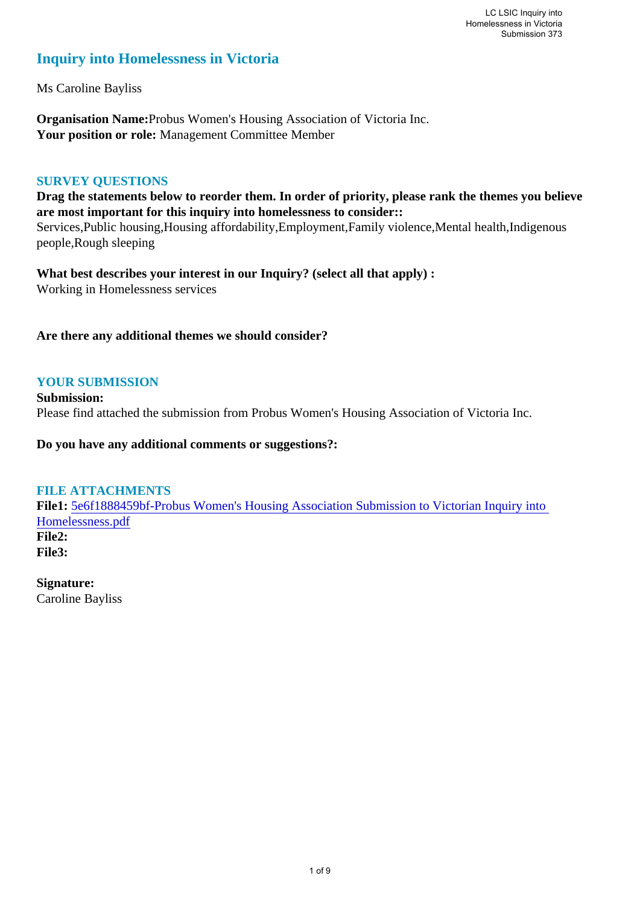# Inquiry into Homelessness in Victoria

Ms Caroline Bayliss

**Organisation Name:** Probus Women's Housing Association of Victoria Inc.
**Your position or role:** Management Committee Member

## SURVEY QUESTIONS

**Drag the statements below to reorder them. In order of priority, please rank the themes you believe are most important for this inquiry into homelessness to consider::**
Services,Public housing,Housing affordability,Employment,Family violence,Mental health,Indigenous people,Rough sleeping

**What best describes your interest in our Inquiry? (select all that apply) :**
Working in Homelessness services

**Are there any additional themes we should consider?**

## YOUR SUBMISSION

**Submission:**
Please find attached the submission from Probus Women's Housing Association of Victoria Inc.

**Do you have any additional comments or suggestions?:**

## FILE ATTACHMENTS

**File1:** 5e6f1888459bf-Probus Women's Housing Association Submission to Victorian Inquiry into Homelessness.pdf
**File2:**
**File3:**

**Signature:**
Caroline Bayliss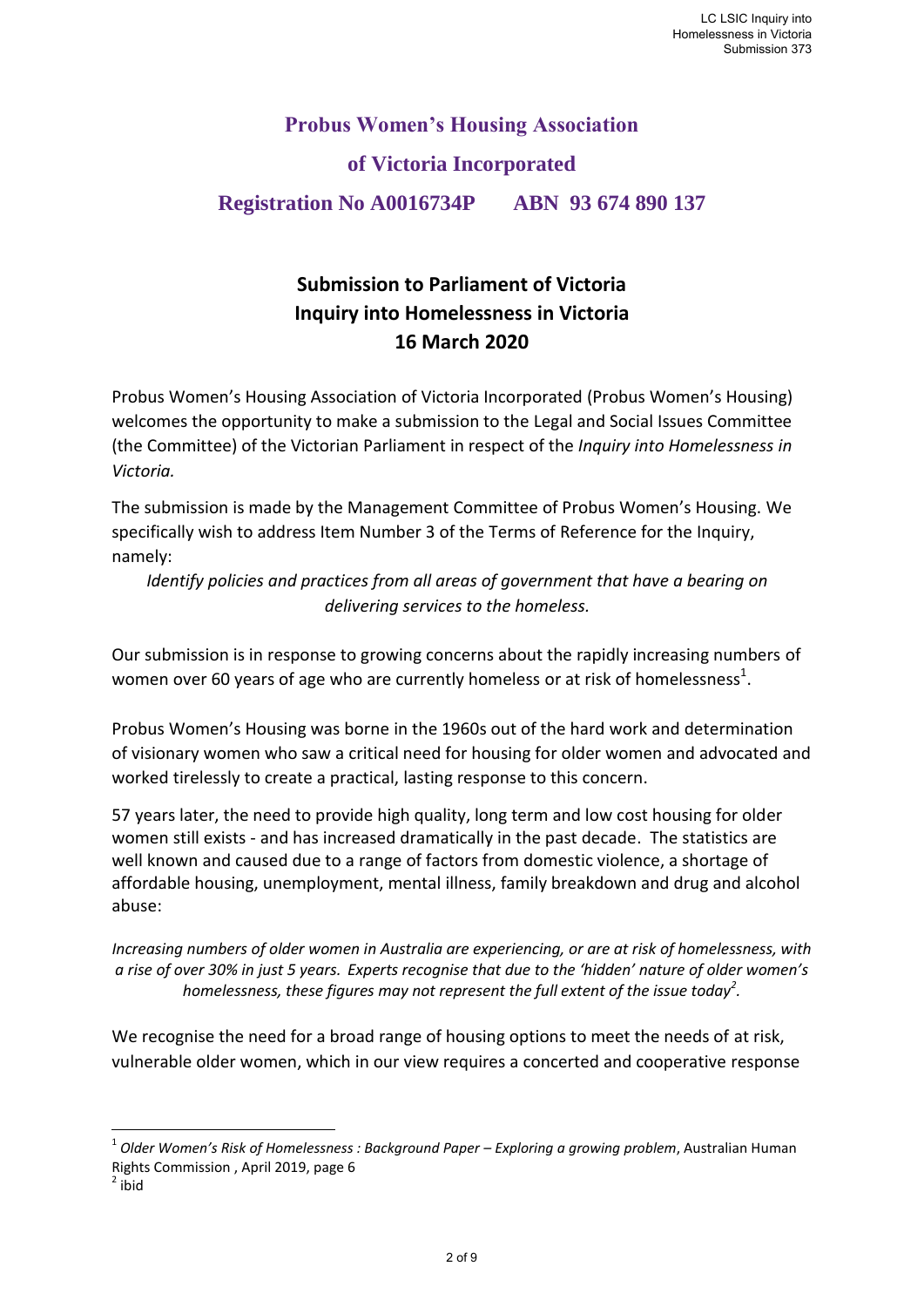**Probus Women's Housing Association**

**of Victoria Incorporated**

**Registration No A0016734P ABN 93 674 890 137**

# Submission to Parliament of Victoria Inquiry into Homelessness in Victoria 16 March 2020

Probus Women's Housing Association of Victoria Incorporated (Probus Women's Housing) welcomes the opportunity to make a submission to the Legal and Social Issues Committee (the Committee) of the Victorian Parliament in respect of the *Inquiry into Homelessness in Victoria.*

The submission is made by the Management Committee of Probus Women's Housing. We specifically wish to address Item Number 3 of the Terms of Reference for the Inquiry, namely:

*Identify policies and practices from all areas of government that have a bearing on delivering services to the homeless.*

Our submission is in response to growing concerns about the rapidly increasing numbers of women over 60 years of age who are currently homeless or at risk of homelessness[1].

Probus Women's Housing was borne in the 1960s out of the hard work and determination of visionary women who saw a critical need for housing for older women and advocated and worked tirelessly to create a practical, lasting response to this concern.

57 years later, the need to provide high quality, long term and low cost housing for older women still exists - and has increased dramatically in the past decade. The statistics are well known and caused due to a range of factors from domestic violence, a shortage of affordable housing, unemployment, mental illness, family breakdown and drug and alcohol abuse:

*Increasing numbers of older women in Australia are experiencing, or are at risk of homelessness, with a rise of over 30% in just 5 years. Experts recognise that due to the 'hidden' nature of older women's homelessness, these figures may not represent the full extent of the issue today[2].*

We recognise the need for a broad range of housing options to meet the needs of at risk, vulnerable older women, which in our view requires a concerted and cooperative response

---

[1] *Older Women's Risk of Homelessness : Background Paper – Exploring a growing problem*, Australian Human Rights Commission , April 2019, page 6

[2] ibid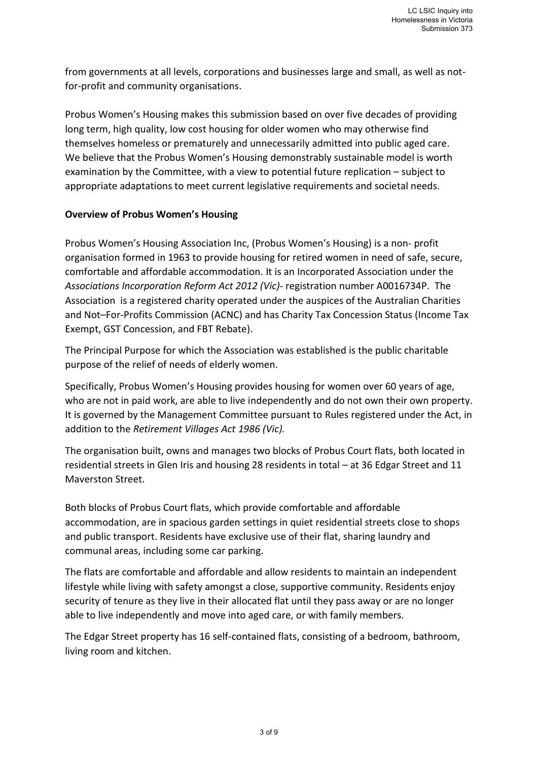from governments at all levels, corporations and businesses large and small, as well as not-for-profit and community organisations.

Probus Women's Housing makes this submission based on over five decades of providing long term, high quality, low cost housing for older women who may otherwise find themselves homeless or prematurely and unnecessarily admitted into public aged care. We believe that the Probus Women's Housing demonstrably sustainable model is worth examination by the Committee, with a view to potential future replication – subject to appropriate adaptations to meet current legislative requirements and societal needs.

**Overview of Probus Women's Housing**

Probus Women's Housing Association Inc, (Probus Women's Housing) is a non- profit organisation formed in 1963 to provide housing for retired women in need of safe, secure, comfortable and affordable accommodation. It is an Incorporated Association under the *Associations Incorporation Reform Act 2012 (Vic)*- registration number A0016734P. The Association is a registered charity operated under the auspices of the Australian Charities and Not–For-Profits Commission (ACNC) and has Charity Tax Concession Status (Income Tax Exempt, GST Concession, and FBT Rebate).

The Principal Purpose for which the Association was established is the public charitable purpose of the relief of needs of elderly women.

Specifically, Probus Women's Housing provides housing for women over 60 years of age, who are not in paid work, are able to live independently and do not own their own property. It is governed by the Management Committee pursuant to Rules registered under the Act, in addition to the *Retirement Villages Act 1986 (Vic).*

The organisation built, owns and manages two blocks of Probus Court flats, both located in residential streets in Glen Iris and housing 28 residents in total – at 36 Edgar Street and 11 Maverston Street.

Both blocks of Probus Court flats, which provide comfortable and affordable accommodation, are in spacious garden settings in quiet residential streets close to shops and public transport. Residents have exclusive use of their flat, sharing laundry and communal areas, including some car parking.

The flats are comfortable and affordable and allow residents to maintain an independent lifestyle while living with safety amongst a close, supportive community. Residents enjoy security of tenure as they live in their allocated flat until they pass away or are no longer able to live independently and move into aged care, or with family members.

The Edgar Street property has 16 self-contained flats, consisting of a bedroom, bathroom, living room and kitchen.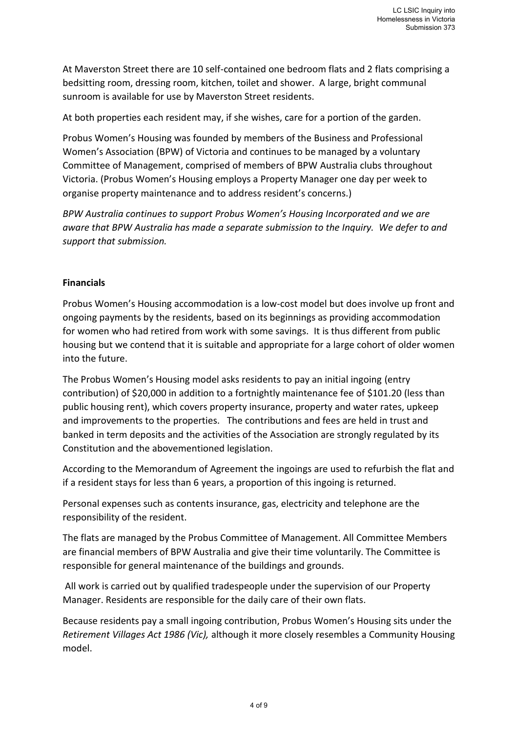At Maverston Street there are 10 self-contained one bedroom flats and 2 flats comprising a bedsitting room, dressing room, kitchen, toilet and shower. A large, bright communal sunroom is available for use by Maverston Street residents.

At both properties each resident may, if she wishes, care for a portion of the garden.

Probus Women's Housing was founded by members of the Business and Professional Women's Association (BPW) of Victoria and continues to be managed by a voluntary Committee of Management, comprised of members of BPW Australia clubs throughout Victoria. (Probus Women's Housing employs a Property Manager one day per week to organise property maintenance and to address resident's concerns.)

*BPW Australia continues to support Probus Women's Housing Incorporated and we are aware that BPW Australia has made a separate submission to the Inquiry. We defer to and support that submission.*

**Financials**

Probus Women's Housing accommodation is a low-cost model but does involve up front and ongoing payments by the residents, based on its beginnings as providing accommodation for women who had retired from work with some savings. It is thus different from public housing but we contend that it is suitable and appropriate for a large cohort of older women into the future.

The Probus Women's Housing model asks residents to pay an initial ingoing (entry contribution) of $20,000 in addition to a fortnightly maintenance fee of $101.20 (less than public housing rent), which covers property insurance, property and water rates, upkeep and improvements to the properties. The contributions and fees are held in trust and banked in term deposits and the activities of the Association are strongly regulated by its Constitution and the abovementioned legislation.

According to the Memorandum of Agreement the ingoings are used to refurbish the flat and if a resident stays for less than 6 years, a proportion of this ingoing is returned.

Personal expenses such as contents insurance, gas, electricity and telephone are the responsibility of the resident.

The flats are managed by the Probus Committee of Management. All Committee Members are financial members of BPW Australia and give their time voluntarily. The Committee is responsible for general maintenance of the buildings and grounds.

All work is carried out by qualified tradespeople under the supervision of our Property Manager. Residents are responsible for the daily care of their own flats.

Because residents pay a small ingoing contribution, Probus Women's Housing sits under the *Retirement Villages Act 1986 (Vic),* although it more closely resembles a Community Housing model.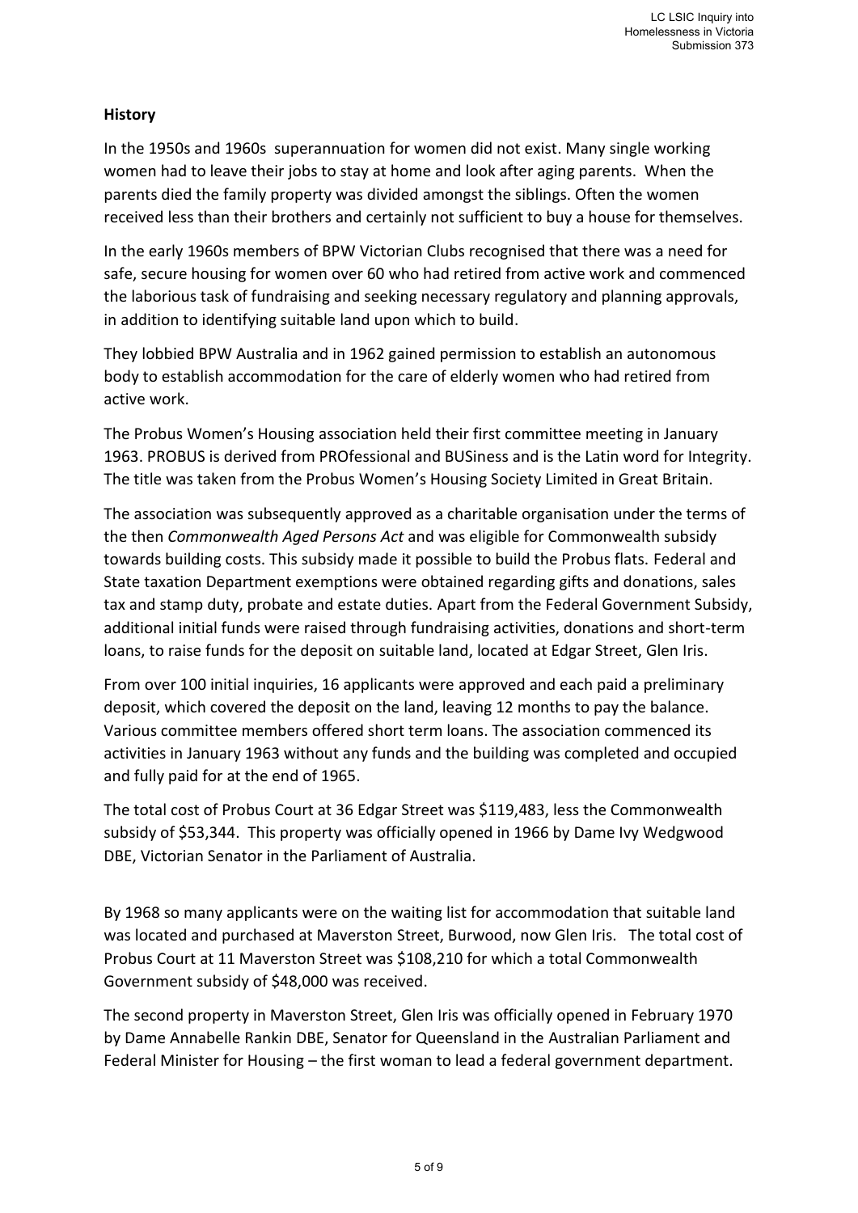**History**

In the 1950s and 1960s superannuation for women did not exist. Many single working women had to leave their jobs to stay at home and look after aging parents. When the parents died the family property was divided amongst the siblings. Often the women received less than their brothers and certainly not sufficient to buy a house for themselves.

In the early 1960s members of BPW Victorian Clubs recognised that there was a need for safe, secure housing for women over 60 who had retired from active work and commenced the laborious task of fundraising and seeking necessary regulatory and planning approvals, in addition to identifying suitable land upon which to build.

They lobbied BPW Australia and in 1962 gained permission to establish an autonomous body to establish accommodation for the care of elderly women who had retired from active work.

The Probus Women's Housing association held their first committee meeting in January 1963. PROBUS is derived from PROfessional and BUSiness and is the Latin word for Integrity. The title was taken from the Probus Women's Housing Society Limited in Great Britain.

The association was subsequently approved as a charitable organisation under the terms of the then *Commonwealth Aged Persons Act* and was eligible for Commonwealth subsidy towards building costs. This subsidy made it possible to build the Probus flats. Federal and State taxation Department exemptions were obtained regarding gifts and donations, sales tax and stamp duty, probate and estate duties. Apart from the Federal Government Subsidy, additional initial funds were raised through fundraising activities, donations and short-term loans, to raise funds for the deposit on suitable land, located at Edgar Street, Glen Iris.

From over 100 initial inquiries, 16 applicants were approved and each paid a preliminary deposit, which covered the deposit on the land, leaving 12 months to pay the balance. Various committee members offered short term loans. The association commenced its activities in January 1963 without any funds and the building was completed and occupied and fully paid for at the end of 1965.

The total cost of Probus Court at 36 Edgar Street was $119,483, less the Commonwealth subsidy of $53,344. This property was officially opened in 1966 by Dame Ivy Wedgwood DBE, Victorian Senator in the Parliament of Australia.

By 1968 so many applicants were on the waiting list for accommodation that suitable land was located and purchased at Maverston Street, Burwood, now Glen Iris. The total cost of Probus Court at 11 Maverston Street was $108,210 for which a total Commonwealth Government subsidy of $48,000 was received.

The second property in Maverston Street, Glen Iris was officially opened in February 1970 by Dame Annabelle Rankin DBE, Senator for Queensland in the Australian Parliament and Federal Minister for Housing – the first woman to lead a federal government department.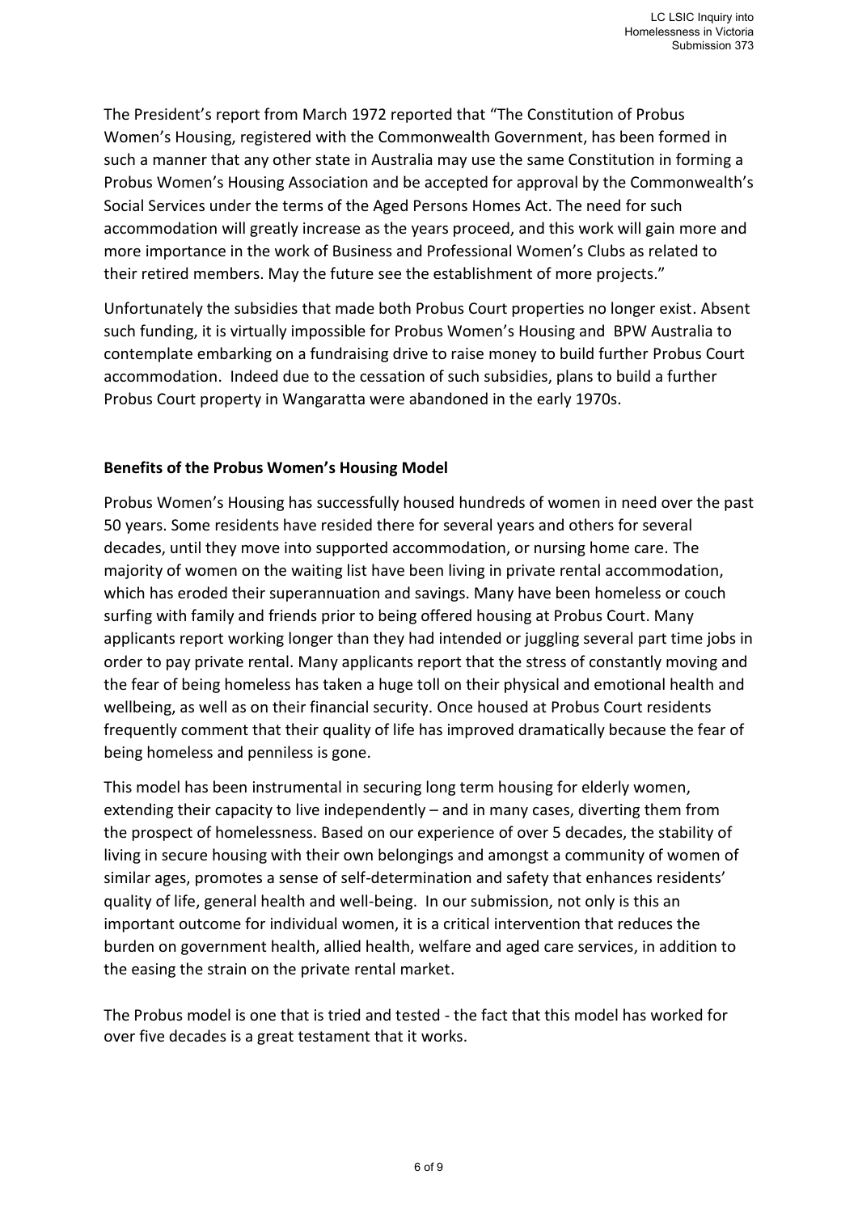The President's report from March 1972 reported that "The Constitution of Probus Women's Housing, registered with the Commonwealth Government, has been formed in such a manner that any other state in Australia may use the same Constitution in forming a Probus Women's Housing Association and be accepted for approval by the Commonwealth's Social Services under the terms of the Aged Persons Homes Act. The need for such accommodation will greatly increase as the years proceed, and this work will gain more and more importance in the work of Business and Professional Women's Clubs as related to their retired members. May the future see the establishment of more projects."

Unfortunately the subsidies that made both Probus Court properties no longer exist. Absent such funding, it is virtually impossible for Probus Women's Housing and BPW Australia to contemplate embarking on a fundraising drive to raise money to build further Probus Court accommodation. Indeed due to the cessation of such subsidies, plans to build a further Probus Court property in Wangaratta were abandoned in the early 1970s.

**Benefits of the Probus Women's Housing Model**

Probus Women's Housing has successfully housed hundreds of women in need over the past 50 years. Some residents have resided there for several years and others for several decades, until they move into supported accommodation, or nursing home care. The majority of women on the waiting list have been living in private rental accommodation, which has eroded their superannuation and savings. Many have been homeless or couch surfing with family and friends prior to being offered housing at Probus Court. Many applicants report working longer than they had intended or juggling several part time jobs in order to pay private rental. Many applicants report that the stress of constantly moving and the fear of being homeless has taken a huge toll on their physical and emotional health and wellbeing, as well as on their financial security. Once housed at Probus Court residents frequently comment that their quality of life has improved dramatically because the fear of being homeless and penniless is gone.

This model has been instrumental in securing long term housing for elderly women, extending their capacity to live independently – and in many cases, diverting them from the prospect of homelessness. Based on our experience of over 5 decades, the stability of living in secure housing with their own belongings and amongst a community of women of similar ages, promotes a sense of self-determination and safety that enhances residents' quality of life, general health and well-being. In our submission, not only is this an important outcome for individual women, it is a critical intervention that reduces the burden on government health, allied health, welfare and aged care services, in addition to the easing the strain on the private rental market.

The Probus model is one that is tried and tested - the fact that this model has worked for over five decades is a great testament that it works.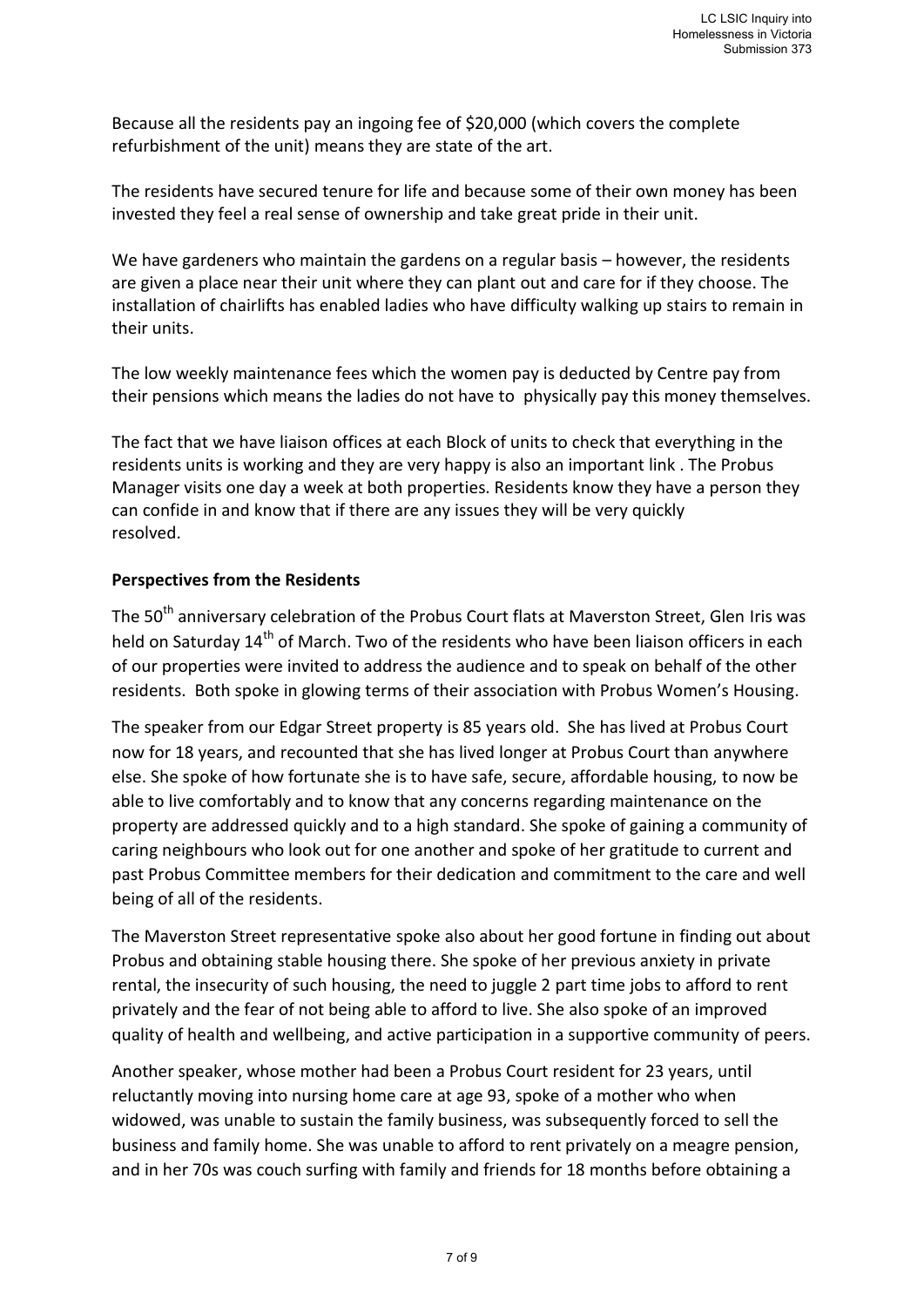Because all the residents pay an ingoing fee of $20,000 (which covers the complete refurbishment of the unit) means they are state of the art.

The residents have secured tenure for life and because some of their own money has been invested they feel a real sense of ownership and take great pride in their unit.

We have gardeners who maintain the gardens on a regular basis – however, the residents are given a place near their unit where they can plant out and care for if they choose. The installation of chairlifts has enabled ladies who have difficulty walking up stairs to remain in their units.

The low weekly maintenance fees which the women pay is deducted by Centre pay from their pensions which means the ladies do not have to physically pay this money themselves.

The fact that we have liaison offices at each Block of units to check that everything in the residents units is working and they are very happy is also an important link . The Probus Manager visits one day a week at both properties. Residents know they have a person they can confide in and know that if there are any issues they will be very quickly resolved.

**Perspectives from the Residents**

The 50th anniversary celebration of the Probus Court flats at Maverston Street, Glen Iris was held on Saturday 14th of March. Two of the residents who have been liaison officers in each of our properties were invited to address the audience and to speak on behalf of the other residents. Both spoke in glowing terms of their association with Probus Women's Housing.

The speaker from our Edgar Street property is 85 years old. She has lived at Probus Court now for 18 years, and recounted that she has lived longer at Probus Court than anywhere else. She spoke of how fortunate she is to have safe, secure, affordable housing, to now be able to live comfortably and to know that any concerns regarding maintenance on the property are addressed quickly and to a high standard. She spoke of gaining a community of caring neighbours who look out for one another and spoke of her gratitude to current and past Probus Committee members for their dedication and commitment to the care and well being of all of the residents.

The Maverston Street representative spoke also about her good fortune in finding out about Probus and obtaining stable housing there. She spoke of her previous anxiety in private rental, the insecurity of such housing, the need to juggle 2 part time jobs to afford to rent privately and the fear of not being able to afford to live. She also spoke of an improved quality of health and wellbeing, and active participation in a supportive community of peers.

Another speaker, whose mother had been a Probus Court resident for 23 years, until reluctantly moving into nursing home care at age 93, spoke of a mother who when widowed, was unable to sustain the family business, was subsequently forced to sell the business and family home. She was unable to afford to rent privately on a meagre pension, and in her 70s was couch surfing with family and friends for 18 months before obtaining a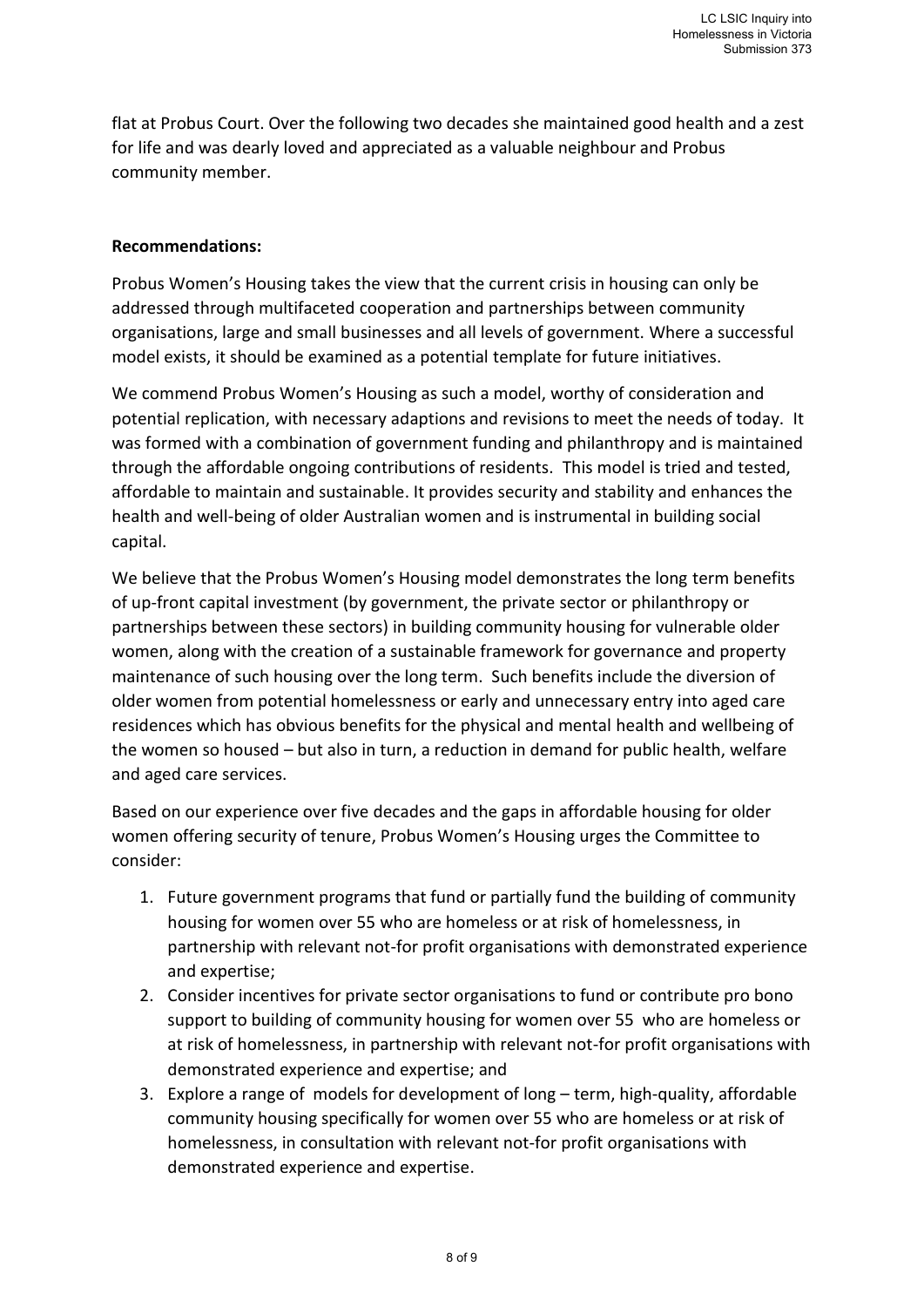flat at Probus Court. Over the following two decades she maintained good health and a zest for life and was dearly loved and appreciated as a valuable neighbour and Probus community member.

**Recommendations:**

Probus Women's Housing takes the view that the current crisis in housing can only be addressed through multifaceted cooperation and partnerships between community organisations, large and small businesses and all levels of government. Where a successful model exists, it should be examined as a potential template for future initiatives.

We commend Probus Women's Housing as such a model, worthy of consideration and potential replication, with necessary adaptions and revisions to meet the needs of today. It was formed with a combination of government funding and philanthropy and is maintained through the affordable ongoing contributions of residents. This model is tried and tested, affordable to maintain and sustainable. It provides security and stability and enhances the health and well-being of older Australian women and is instrumental in building social capital.

We believe that the Probus Women's Housing model demonstrates the long term benefits of up-front capital investment (by government, the private sector or philanthropy or partnerships between these sectors) in building community housing for vulnerable older women, along with the creation of a sustainable framework for governance and property maintenance of such housing over the long term. Such benefits include the diversion of older women from potential homelessness or early and unnecessary entry into aged care residences which has obvious benefits for the physical and mental health and wellbeing of the women so housed – but also in turn, a reduction in demand for public health, welfare and aged care services.

Based on our experience over five decades and the gaps in affordable housing for older women offering security of tenure, Probus Women's Housing urges the Committee to consider:

1. Future government programs that fund or partially fund the building of community housing for women over 55 who are homeless or at risk of homelessness, in partnership with relevant not-for profit organisations with demonstrated experience and expertise;
2. Consider incentives for private sector organisations to fund or contribute pro bono support to building of community housing for women over 55 who are homeless or at risk of homelessness, in partnership with relevant not-for profit organisations with demonstrated experience and expertise; and
3. Explore a range of models for development of long – term, high-quality, affordable community housing specifically for women over 55 who are homeless or at risk of homelessness, in consultation with relevant not-for profit organisations with demonstrated experience and expertise.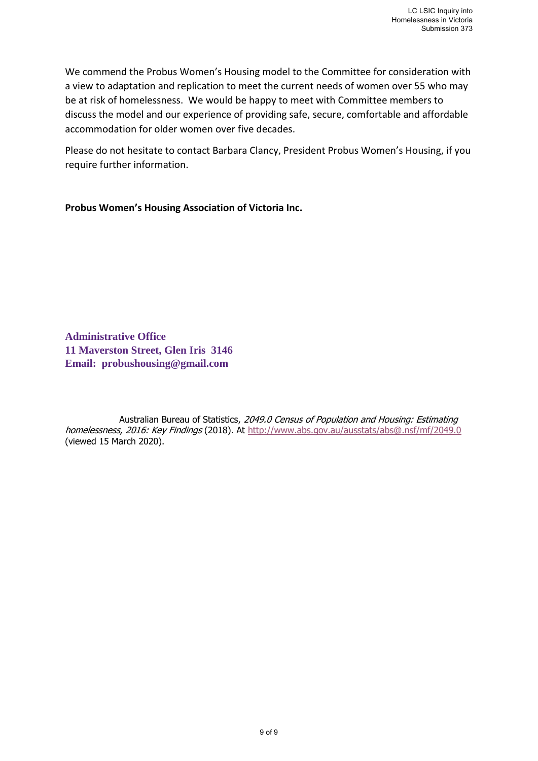We commend the Probus Women's Housing model to the Committee for consideration with a view to adaptation and replication to meet the current needs of women over 55 who may be at risk of homelessness. We would be happy to meet with Committee members to discuss the model and our experience of providing safe, secure, comfortable and affordable accommodation for older women over five decades.

Please do not hesitate to contact Barbara Clancy, President Probus Women's Housing, if you require further information.

**Probus Women's Housing Association of Victoria Inc.**

**Administrative Office**
**11 Maverston Street, Glen Iris 3146**
**Email: probushousing@gmail.com**

Australian Bureau of Statistics, *2049.0 Census of Population and Housing: Estimating homelessness, 2016: Key Findings* (2018). At http://www.abs.gov.au/ausstats/abs@.nsf/mf/2049.0 (viewed 15 March 2020).